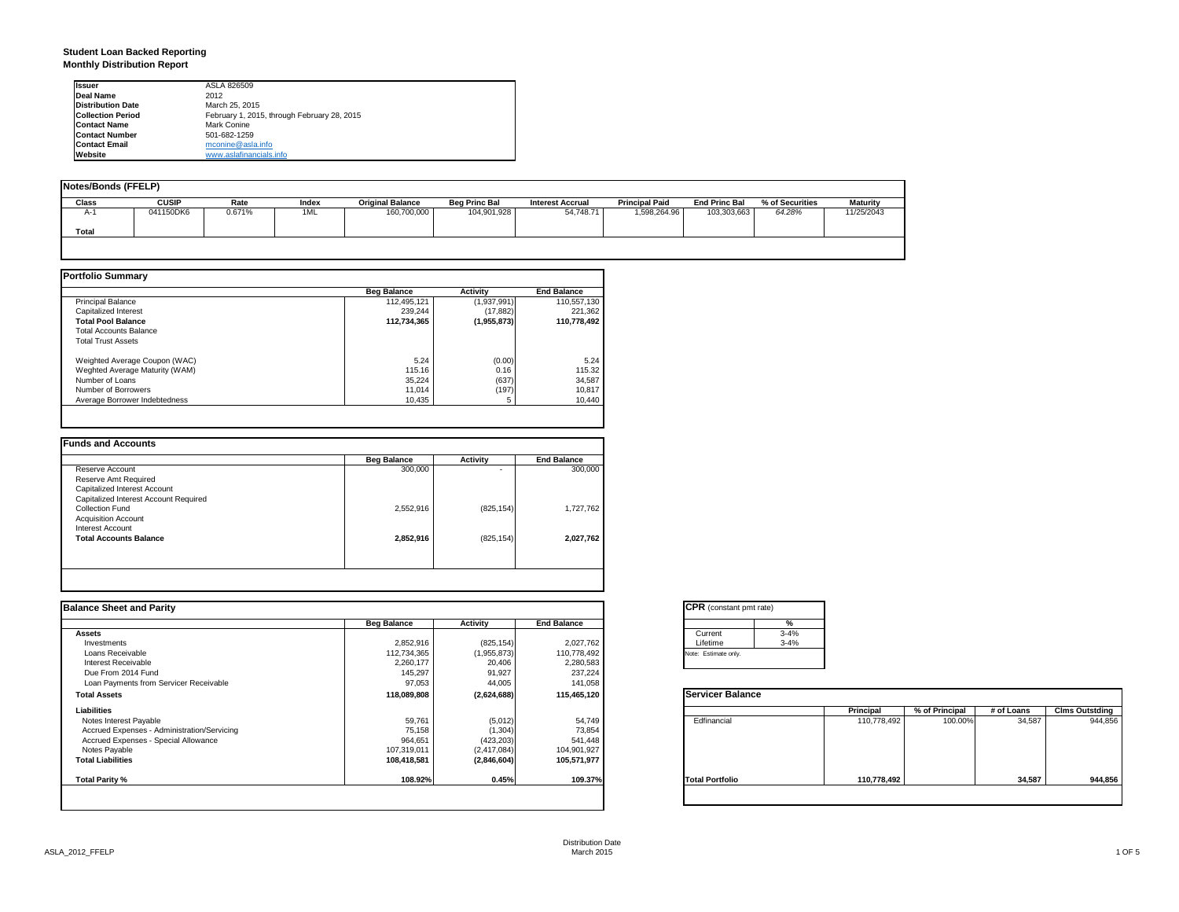# Student Loan Backed Reporting
## Monthly Distribution Report

| | |
|---|---|
| **Issuer** | ASLA 826509 |
| **Deal Name** | 2012 |
| **Distribution Date** | March 25, 2015 |
| **Collection Period** | February 1, 2015, through February 28, 2015 |
| **Contact Name** | Mark Conine |
| **Contact Number** | 501-682-1259 |
| **Contact Email** | mconine@asla.info |
| **Website** | www.aslafinancials.info |

### Notes/Bonds (FFELP)

| Class | CUSIP | Rate | Index | Original Balance | Beg Princ Bal | Interest Accrual | Principal Paid | End Princ Bal | % of Securities | Maturity |
|---|---|---|---|---|---|---|---|---|---|---|
| A-1 | 041150DK6 | 0.671% | 1ML | 160,700,000 | 104,901,928 | 54,748.71 | 1,598,264.96 | 103,303,663 | *64.28%* | 11/25/2043 |
| **Total** | | | | | | | | | | |

### Portfolio Summary

| | Beg Balance | Activity | End Balance |
|---|---|---|---|
| Principal Balance | 112,495,121 | (1,937,991) | 110,557,130 |
| Capitalized Interest | 239,244 | (17,882) | 221,362 |
| **Total Pool Balance** | **112,734,365** | **(1,955,873)** | **110,778,492** |
| Total Accounts Balance | | | |
| Total Trust Assets | | | |
| Weighted Average Coupon (WAC) | 5.24 | (0.00) | 5.24 |
| Weghted Average Maturity (WAM) | 115.16 | 0.16 | 115.32 |
| Number of Loans | 35,224 | (637) | 34,587 |
| Number of Borrowers | 11,014 | (197) | 10,817 |
| Average Borrower Indebtedness | 10,435 | 5 | 10,440 |

### Funds and Accounts

| | Beg Balance | Activity | End Balance |
|---|---|---|---|
| Reserve Account | 300,000 | - | 300,000 |
| Reserve Amt Required | | | |
| Capitalized Interest Account | | | |
| Capitalized Interest Account Required | | | |
| Collection Fund | 2,552,916 | (825,154) | 1,727,762 |
| Acquisition Account | | | |
| Interest Account | | | |
| **Total Accounts Balance** | **2,852,916** | (825,154) | **2,027,762** |

### Balance Sheet and Parity

| | Beg Balance | Activity | End Balance |
|---|---|---|---|
| **Assets** | | | |
| Investments | 2,852,916 | (825,154) | 2,027,762 |
| Loans Receivable | 112,734,365 | (1,955,873) | 110,778,492 |
| Interest Receivable | 2,260,177 | 20,406 | 2,280,583 |
| Due From 2014 Fund | 145,297 | 91,927 | 237,224 |
| Loan Payments from Servicer Receivable | 97,053 | 44,005 | 141,058 |
| **Total Assets** | **118,089,808** | **(2,624,688)** | **115,465,120** |
| **Liabilities** | | | |
| Notes Interest Payable | 59,761 | (5,012) | 54,749 |
| Accrued Expenses - Administration/Servicing | 75,158 | (1,304) | 73,854 |
| Accrued Expenses - Special Allowance | 964,651 | (423,203) | 541,448 |
| Notes Payable | 107,319,011 | (2,417,084) | 104,901,927 |
| **Total Liabilities** | **108,418,581** | **(2,846,604)** | **105,571,977** |
| **Total Parity %** | **108.92%** | **0.45%** | **109.37%** |

### CPR (constant pmt rate)

| | % |
|---|---|
| Current | 3-4% |
| Lifetime | 3-4% |

Note: Estimate only.

### Servicer Balance

| | Principal | % of Principal | # of Loans | Clms Outstding |
|---|---|---|---|---|
| Edfinancial | 110,778,492 | 100.00% | 34,587 | 944,856 |
| **Total Portfolio** | **110,778,492** | | **34,587** | **944,856** |

Distribution Date
March 2015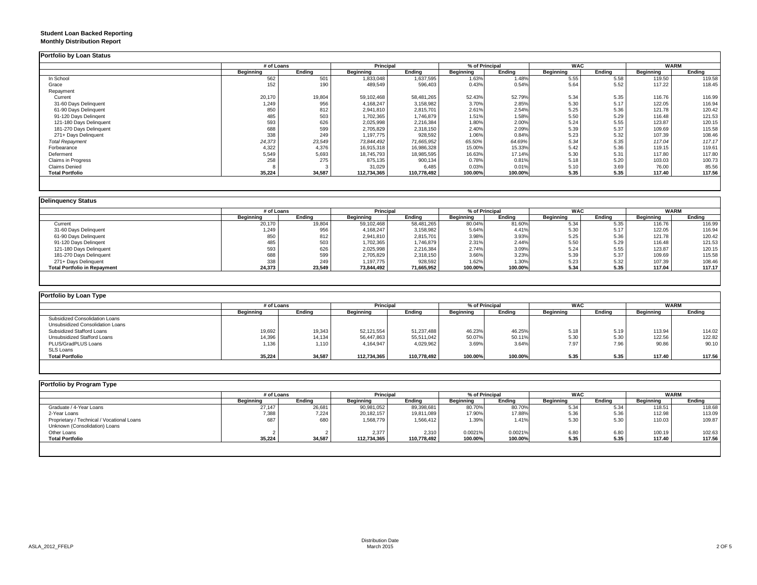**Student Loan Backed Reporting**
**Monthly Distribution Report**

## Portfolio by Loan Status

| | # of Loans | | Principal | | % of Principal | | WAC | | WARM | |
|---|---|---|---|---|---|---|---|---|---|---|
| | **Beginning** | **Ending** | **Beginning** | **Ending** | **Beginning** | **Ending** | **Beginning** | **Ending** | **Beginning** | **Ending** |
| In School | 562 | 501 | 1,833,048 | 1,637,595 | 1.63% | 1.48% | 5.55 | 5.58 | 119.50 | 119.58 |
| Grace | 152 | 190 | 489,549 | 596,403 | 0.43% | 0.54% | 5.64 | 5.52 | 117.22 | 118.45 |
| Repayment | | | | | | | | | | |
| Current | 20,170 | 19,804 | 59,102,468 | 58,481,265 | 52.43% | 52.79% | 5.34 | 5.35 | 116.76 | 116.99 |
| 31-60 Days Delinquent | 1,249 | 956 | 4,168,247 | 3,158,982 | 3.70% | 2.85% | 5.30 | 5.17 | 122.05 | 116.94 |
| 61-90 Days Delinquent | 850 | 812 | 2,941,810 | 2,815,701 | 2.61% | 2.54% | 5.25 | 5.36 | 121.78 | 120.42 |
| 91-120 Days Delingent | 485 | 503 | 1,702,365 | 1,746,879 | 1.51% | 1.58% | 5.50 | 5.29 | 116.48 | 121.53 |
| 121-180 Days Delinquent | 593 | 626 | 2,025,998 | 2,216,384 | 1.80% | 2.00% | 5.24 | 5.55 | 123.87 | 120.15 |
| 181-270 Days Delinquent | 688 | 599 | 2,705,829 | 2,318,150 | 2.40% | 2.09% | 5.39 | 5.37 | 109.69 | 115.58 |
| 271+ Days Delinquent | 338 | 249 | 1,197,775 | 928,592 | 1.06% | 0.84% | 5.23 | 5.32 | 107.39 | 108.46 |
| *Total Repayment* | *24,373* | *23,549* | *73,844,492* | *71,665,952* | *65.50%* | *64.69%* | *5.34* | *5.35* | *117.04* | *117.17* |
| Forbearance | 4,322 | 4,376 | 16,915,318 | 16,986,328 | 15.00% | 15.33% | 5.42 | 5.36 | 119.15 | 119.61 |
| Deferment | 5,549 | 5,693 | 18,745,793 | 18,985,595 | 16.63% | 17.14% | 5.30 | 5.31 | 117.80 | 117.80 |
| Claims in Progress | 258 | 275 | 875,135 | 900,134 | 0.78% | 0.81% | 5.18 | 5.20 | 103.03 | 100.73 |
| Claims Denied | 8 | 3 | 31,029 | 6,485 | 0.03% | 0.01% | 5.10 | 3.69 | 76.00 | 85.56 |
| **Total Portfolio** | **35,224** | **34,587** | **112,734,365** | **110,778,492** | **100.00%** | **100.00%** | **5.35** | **5.35** | **117.40** | **117.56** |

## Delinquency Status

| | # of Loans | | Principal | | % of Principal | | WAC | | WARM | |
|---|---|---|---|---|---|---|---|---|---|---|
| | **Beginning** | **Ending** | **Beginning** | **Ending** | **Beginning** | **Ending** | **Beginning** | **Ending** | **Beginning** | **Ending** |
| Current | 20,170 | 19,804 | 59,102,468 | 58,481,265 | 80.04% | 81.60% | 5.34 | 5.35 | 116.76 | 116.99 |
| 31-60 Days Delinquent | 1,249 | 956 | 4,168,247 | 3,158,982 | 5.64% | 4.41% | 5.30 | 5.17 | 122.05 | 116.94 |
| 61-90 Days Delinquent | 850 | 812 | 2,941,810 | 2,815,701 | 3.98% | 3.93% | 5.25 | 5.36 | 121.78 | 120.42 |
| 91-120 Days Delingent | 485 | 503 | 1,702,365 | 1,746,879 | 2.31% | 2.44% | 5.50 | 5.29 | 116.48 | 121.53 |
| 121-180 Days Delinquent | 593 | 626 | 2,025,998 | 2,216,384 | 2.74% | 3.09% | 5.24 | 5.55 | 123.87 | 120.15 |
| 181-270 Days Delinquent | 688 | 599 | 2,705,829 | 2,318,150 | 3.66% | 3.23% | 5.39 | 5.37 | 109.69 | 115.58 |
| 271+ Days Delinquent | 338 | 249 | 1,197,775 | 928,592 | 1.62% | 1.30% | 5.23 | 5.32 | 107.39 | 108.46 |
| **Total Portfolio in Repayment** | **24,373** | **23,549** | **73,844,492** | **71,665,952** | **100.00%** | **100.00%** | **5.34** | **5.35** | **117.04** | **117.17** |

## Portfolio by Loan Type

| | # of Loans | | Principal | | % of Principal | | WAC | | WARM | |
|---|---|---|---|---|---|---|---|---|---|---|
| | **Beginning** | **Ending** | **Beginning** | **Ending** | **Beginning** | **Ending** | **Beginning** | **Ending** | **Beginning** | **Ending** |
| Subsidized Consolidation Loans | | | | | | | | | | |
| Unsubsidized Consolidation Loans | | | | | | | | | | |
| Subsidized Stafford Loans | 19,692 | 19,343 | 52,121,554 | 51,237,488 | 46.23% | 46.25% | 5.18 | 5.19 | 113.94 | 114.02 |
| Unsubsidized Stafford Loans | 14,396 | 14,134 | 56,447,863 | 55,511,042 | 50.07% | 50.11% | 5.30 | 5.30 | 122.56 | 122.82 |
| PLUS/GradPLUS Loans | 1,136 | 1,110 | 4,164,947 | 4,029,962 | 3.69% | 3.64% | 7.97 | 7.96 | 90.86 | 90.10 |
| SLS Loans | | | | | | | | | | |
| **Total Portfolio** | **35,224** | **34,587** | **112,734,365** | **110,778,492** | **100.00%** | **100.00%** | **5.35** | **5.35** | **117.40** | **117.56** |

## Portfolio by Program Type

| | # of Loans | | Principal | | % of Principal | | WAC | | WARM | |
|---|---|---|---|---|---|---|---|---|---|---|
| | **Beginning** | **Ending** | **Beginning** | **Ending** | **Beginning** | **Ending** | **Beginning** | **Ending** | **Beginning** | **Ending** |
| Graduate / 4-Year Loans | 27,147 | 26,681 | 90,981,052 | 89,398,681 | 80.70% | 80.70% | 5.34 | 5.34 | 118.51 | 118.68 |
| 2-Year Loans | 7,388 | 7,224 | 20,182,157 | 19,811,089 | 17.90% | 17.88% | 5.36 | 5.36 | 112.98 | 113.09 |
| Proprietary / Technical / Vocational Loans | 687 | 680 | 1,568,779 | 1,566,412 | 1.39% | 1.41% | 5.30 | 5.30 | 110.03 | 109.87 |
| Unknown (Consolidation) Loans | | | | | | | | | | |
| Other Loans | 2 | 2 | 2,377 | 2,310 | 0.0021% | 0.0021% | 6.80 | 6.80 | 100.19 | 102.63 |
| **Total Portfolio** | **35,224** | **34,587** | **112,734,365** | **110,778,492** | **100.00%** | **100.00%** | **5.35** | **5.35** | **117.40** | **117.56** |

ASLA_2012_FFELP

Distribution Date
March 2015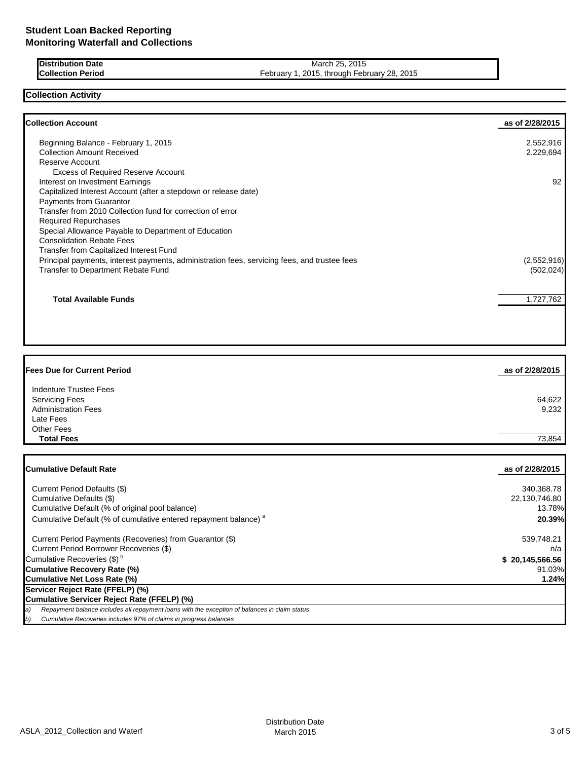# Student Loan Backed Reporting
# Monitoring Waterfall and Collections

| | |
|---|---|
| **Distribution Date** | March 25, 2015 |
| **Collection Period** | February 1, 2015, through February 28, 2015 |

## Collection Activity

| **Collection Account** | **as of 2/28/2015** |
|---|---|
| Beginning Balance - February 1, 2015 | 2,552,916 |
| Collection Amount Received | 2,229,694 |
| Reserve Account | |
| Excess of Required Reserve Account | |
| Interest on Investment Earnings | 92 |
| Capitalized Interest Account (after a stepdown or release date) | |
| Payments from Guarantor | |
| Transfer from 2010 Collection fund for correction of error | |
| Required Repurchases | |
| Special Allowance Payable to Department of Education | |
| Consolidation Rebate Fees | |
| Transfer from Capitalized Interest Fund | |
| Principal payments, interest payments, administration fees, servicing fees, and trustee fees | (2,552,916) |
| Transfer to Department Rebate Fund | (502,024) |
| **Total Available Funds** | 1,727,762 |

| **Fees Due for Current Period** | **as of 2/28/2015** |
|---|---|
| Indenture Trustee Fees | |
| Servicing Fees | 64,622 |
| Administration Fees | 9,232 |
| Late Fees | |
| Other Fees | |
| **Total Fees** | 73,854 |

| **Cumulative Default Rate** | **as of 2/28/2015** |
|---|---|
| Current Period Defaults ($) | 340,368.78 |
| Cumulative Defaults ($) | 22,130,746.80 |
| Cumulative Default (% of original pool balance) | 13.78% |
| Cumulative Default (% of cumulative entered repayment balance) [a] | **20.39%** |
| Current Period Payments (Recoveries) from Guarantor ($) | 539,748.21 |
| Current Period Borrower Recoveries ($) | n/a |
| Cumulative Recoveries ($) [b] | **$ 20,145,566.56** |
| **Cumulative Recovery Rate (%)** | 91.03% |
| **Cumulative Net Loss Rate (%)** | **1.24%** |
| **Servicer Reject Rate (FFELP) (%)** | |
| **Cumulative Servicer Reject Rate (FFELP) (%)** | |

*a) Repayment balance includes all repayment loans with the exception of balances in claim status*

*b) Cumulative Recoveries includes 97% of claims in progress balances*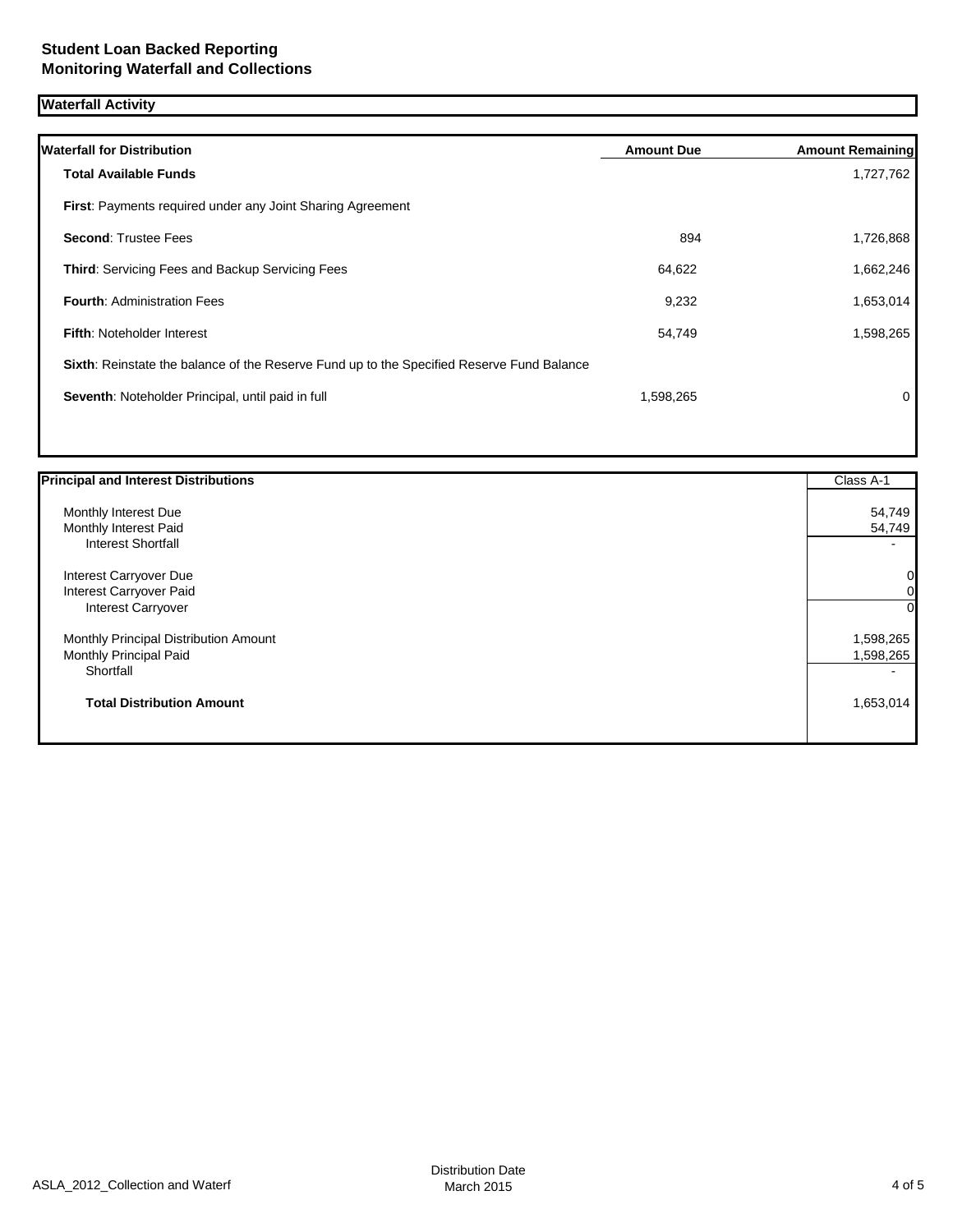**Student Loan Backed Reporting**
**Monitoring Waterfall and Collections**

## Waterfall Activity

| Waterfall for Distribution | Amount Due | Amount Remaining |
|---|---|---|
| **Total Available Funds** | | 1,727,762 |
| **First**: Payments required under any Joint Sharing Agreement | | |
| **Second**: Trustee Fees | 894 | 1,726,868 |
| **Third**: Servicing Fees and Backup Servicing Fees | 64,622 | 1,662,246 |
| **Fourth**: Administration Fees | 9,232 | 1,653,014 |
| **Fifth**: Noteholder Interest | 54,749 | 1,598,265 |
| **Sixth**: Reinstate the balance of the Reserve Fund up to the Specified Reserve Fund Balance | | |
| **Seventh**: Noteholder Principal, until paid in full | 1,598,265 | 0 |

| Principal and Interest Distributions | Class A-1 |
|---|---|
| Monthly Interest Due | 54,749 |
| Monthly Interest Paid | 54,749 |
| Interest Shortfall | - |
| Interest Carryover Due | 0 |
| Interest Carryover Paid | 0 |
| Interest Carryover | 0 |
| Monthly Principal Distribution Amount | 1,598,265 |
| Monthly Principal Paid | 1,598,265 |
| Shortfall | - |
| **Total Distribution Amount** | 1,653,014 |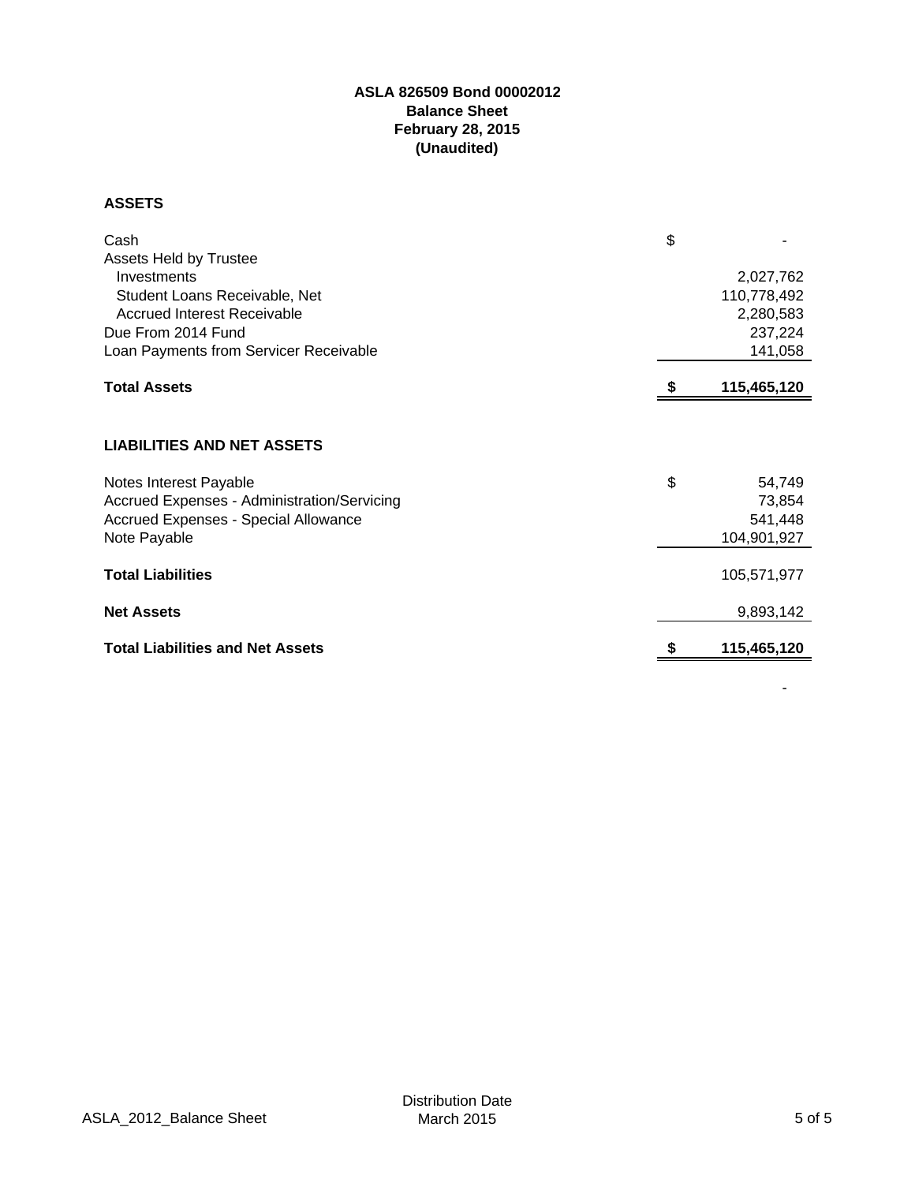**ASLA 826509 Bond 00002012**
**Balance Sheet**
**February 28, 2015**
**(Unaudited)**

**ASSETS**

| | | |
|---|---|---|
| Cash | $ | - |
| Assets Held by Trustee | | |
| Investments | | 2,027,762 |
| Student Loans Receivable, Net | | 110,778,492 |
| Accrued Interest Receivable | | 2,280,583 |
| Due From 2014 Fund | | 237,224 |
| Loan Payments from Servicer Receivable | | 141,058 |
| **Total Assets** | **$** | **115,465,120** |

**LIABILITIES AND NET ASSETS**

| | | |
|---|---|---|
| Notes Interest Payable | $ | 54,749 |
| Accrued Expenses - Administration/Servicing | | 73,854 |
| Accrued Expenses - Special Allowance | | 541,448 |
| Note Payable | | 104,901,927 |
| **Total Liabilities** | | 105,571,977 |
| **Net Assets** | | 9,893,142 |
| **Total Liabilities and Net Assets** | **$** | **115,465,120** |
| | | - |

ASLA_2012_Balance Sheet

Distribution Date
March 2015